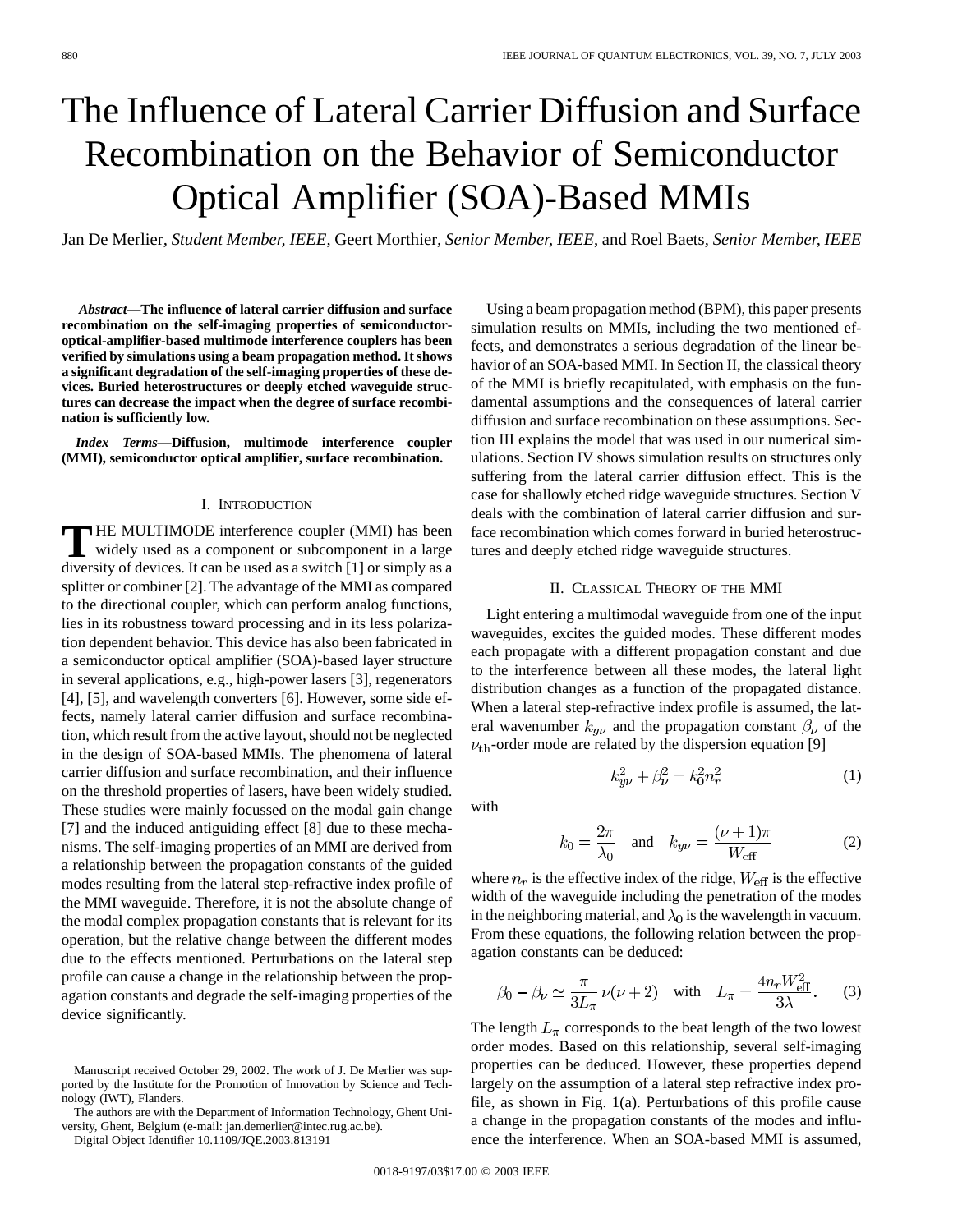# The Influence of Lateral Carrier Diffusion and Surface Recombination on the Behavior of Semiconductor Optical Amplifier (SOA)-Based MMIs

Jan De Merlier, *Student Member, IEEE*, Geert Morthier, *Senior Member, IEEE*, and Roel Baets, *Senior Member, IEEE*

***Abstract*—The influence of lateral carrier diffusion and surface recombination on the self-imaging properties of semiconductor-optical-amplifier-based multimode interference couplers has been verified by simulations using a beam propagation method. It shows a significant degradation of the self-imaging properties of these devices. Buried heterostructures or deeply etched waveguide structures can decrease the impact when the degree of surface recombination is sufficiently low.**

***Index Terms*—Diffusion, multimode interference coupler (MMI), semiconductor optical amplifier, surface recombination.**

## I. Introduction

THE MULTIMODE interference coupler (MMI) has been widely used as a component or subcomponent in a large diversity of devices. It can be used as a switch [1] or simply as a splitter or combiner [2]. The advantage of the MMI as compared to the directional coupler, which can perform analog functions, lies in its robustness toward processing and in its less polarization dependent behavior. This device has also been fabricated in a semiconductor optical amplifier (SOA)-based layer structure in several applications, e.g., high-power lasers [3], regenerators [4], [5], and wavelength converters [6]. However, some side effects, namely lateral carrier diffusion and surface recombination, which result from the active layout, should not be neglected in the design of SOA-based MMIs. The phenomena of lateral carrier diffusion and surface recombination, and their influence on the threshold properties of lasers, have been widely studied. These studies were mainly focussed on the modal gain change [7] and the induced antiguiding effect [8] due to these mechanisms. The self-imaging properties of an MMI are derived from a relationship between the propagation constants of the guided modes resulting from the lateral step-refractive index profile of the MMI waveguide. Therefore, it is not the absolute change of the modal complex propagation constants that is relevant for its operation, but the relative change between the different modes due to the effects mentioned. Perturbations on the lateral step profile can cause a change in the relationship between the propagation constants and degrade the self-imaging properties of the device significantly.

Using a beam propagation method (BPM), this paper presents simulation results on MMIs, including the two mentioned effects, and demonstrates a serious degradation of the linear behavior of an SOA-based MMI. In Section II, the classical theory of the MMI is briefly recapitulated, with emphasis on the fundamental assumptions and the consequences of lateral carrier diffusion and surface recombination on these assumptions. Section III explains the model that was used in our numerical simulations. Section IV shows simulation results on structures only suffering from the lateral carrier diffusion effect. This is the case for shallowly etched ridge waveguide structures. Section V deals with the combination of lateral carrier diffusion and surface recombination which comes forward in buried heterostructures and deeply etched ridge waveguide structures.

## II. Classical Theory of the MMI

Light entering a multimodal waveguide from one of the input waveguides, excites the guided modes. These different modes each propagate with a different propagation constant and due to the interference between all these modes, the lateral light distribution changes as a function of the propagated distance. When a lateral step-refractive index profile is assumed, the lateral wavenumber $k_{y\nu}$ and the propagation constant $\beta_\nu$ of the $\nu_{\text{th}}$-order mode are related by the dispersion equation [9]

$$k_{y\nu}^2 + \beta_\nu^2 = k_0^2 n_r^2 \tag{1}$$

with

$$k_0 = \frac{2\pi}{\lambda_0} \quad \text{and} \quad k_{y\nu} = \frac{(\nu+1)\pi}{W_{\text{eff}}} \tag{2}$$

where $n_r$ is the effective index of the ridge, $W_{\text{eff}}$ is the effective width of the waveguide including the penetration of the modes in the neighboring material, and $\lambda_0$ is the wavelength in vacuum. From these equations, the following relation between the propagation constants can be deduced:

$$\beta_0 - \beta_\nu \simeq \frac{\pi}{3L_\pi}\nu(\nu+2) \quad \text{with} \quad L_\pi = \frac{4n_r W_{\text{eff}}^2}{3\lambda}. \tag{3}$$

The length $L_\pi$ corresponds to the beat length of the two lowest order modes. Based on this relationship, several self-imaging properties can be deduced. However, these properties depend largely on the assumption of a lateral step refractive index profile, as shown in Fig. 1(a). Perturbations of this profile cause a change in the propagation constants of the modes and influence the interference. When an SOA-based MMI is assumed,

Manuscript received October 29, 2002. The work of J. De Merlier was supported by the Institute for the Promotion of Innovation by Science and Technology (IWT), Flanders.

The authors are with the Department of Information Technology, Ghent University, Ghent, Belgium (e-mail: jan.demerlier@intec.rug.ac.be).

Digital Object Identifier 10.1109/JQE.2003.813191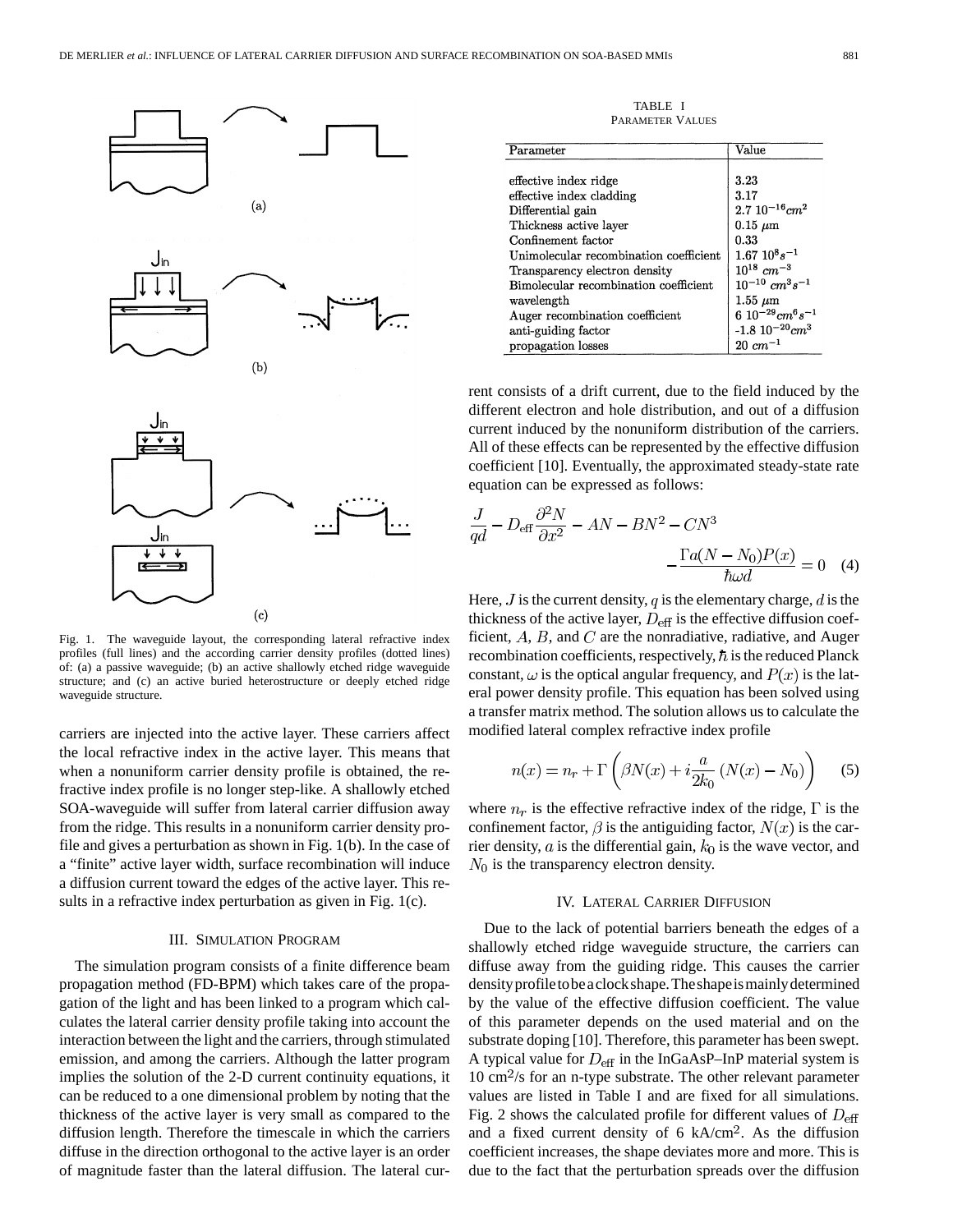Fig. 1. The waveguide layout, the corresponding lateral refractive index profiles (full lines) and the according carrier density profiles (dotted lines) of: (a) a passive waveguide; (b) an active shallowly etched ridge waveguide structure; and (c) an active buried heterostructure or deeply etched ridge waveguide structure.

carriers are injected into the active layer. These carriers affect the local refractive index in the active layer. This means that when a nonuniform carrier density profile is obtained, the refractive index profile is no longer step-like. A shallowly etched SOA-waveguide will suffer from lateral carrier diffusion away from the ridge. This results in a nonuniform carrier density profile and gives a perturbation as shown in Fig. 1(b). In the case of a "finite" active layer width, surface recombination will induce a diffusion current toward the edges of the active layer. This results in a refractive index perturbation as given in Fig. 1(c).

## III. Simulation Program

The simulation program consists of a finite difference beam propagation method (FD-BPM) which takes care of the propagation of the light and has been linked to a program which calculates the lateral carrier density profile taking into account the interaction between the light and the carriers, through stimulated emission, and among the carriers. Although the latter program implies the solution of the 2-D current continuity equations, it can be reduced to a one dimensional problem by noting that the thickness of the active layer is very small as compared to the diffusion length. Therefore the timescale in which the carriers diffuse in the direction orthogonal to the active layer is an order of magnitude faster than the lateral diffusion. The lateral current consists of a drift current, due to the field induced by the different electron and hole distribution, and out of a diffusion current induced by the nonuniform distribution of the carriers. All of these effects can be represented by the effective diffusion coefficient [10]. Eventually, the approximated steady-state rate equation can be expressed as follows:

TABLE I
Parameter Values

| Parameter | Value |
|---|---|
| effective index ridge | 3.23 |
| effective index cladding | 3.17 |
| Differential gain | $2.7\ 10^{-16} cm^2$ |
| Thickness active layer | 0.15 $\mu$m |
| Confinement factor | 0.33 |
| Unimolecular recombination coefficient | $1.67\ 10^8 s^{-1}$ |
| Transparency electron density | $10^{18}\ cm^{-3}$ |
| Bimolecular recombination coefficient | $10^{-10}\ cm^3 s^{-1}$ |
| wavelength | 1.55 $\mu$m |
| Auger recombination coefficient | $6\ 10^{-29} cm^6 s^{-1}$ |
| anti-guiding factor | $-1.8\ 10^{-20} cm^3$ |
| propagation losses | $20\ cm^{-1}$ |

$$\frac{J}{qd} - D_{\text{eff}} \frac{\partial^2 N}{\partial x^2} - AN - BN^2 - CN^3 - \frac{\Gamma a (N - N_0) P(x)}{\hbar \omega d} = 0 \quad (4)$$

Here, $J$ is the current density, $q$ is the elementary charge, $d$ is the thickness of the active layer, $D_{\text{eff}}$ is the effective diffusion coefficient, $A$, $B$, and $C$ are the nonradiative, radiative, and Auger recombination coefficients, respectively, $\hbar$ is the reduced Planck constant, $\omega$ is the optical angular frequency, and $P(x)$ is the lateral power density profile. This equation has been solved using a transfer matrix method. The solution allows us to calculate the modified lateral complex refractive index profile

$$n(x) = n_r + \Gamma \left( \beta N(x) + i \frac{a}{2k_0} (N(x) - N_0) \right) \quad (5)$$

where $n_r$ is the effective refractive index of the ridge, $\Gamma$ is the confinement factor, $\beta$ is the antiguiding factor, $N(x)$ is the carrier density, $a$ is the differential gain, $k_0$ is the wave vector, and $N_0$ is the transparency electron density.

## IV. Lateral Carrier Diffusion

Due to the lack of potential barriers beneath the edges of a shallowly etched ridge waveguide structure, the carriers can diffuse away from the guiding ridge. This causes the carrier density profile to be a clock shape. The shape is mainly determined by the value of the effective diffusion coefficient. The value of this parameter depends on the used material and on the substrate doping [10]. Therefore, this parameter has been swept. A typical value for $D_{\text{eff}}$ in the InGaAsP–InP material system is 10 $cm^2$/s for an n-type substrate. The other relevant parameter values are listed in Table I and are fixed for all simulations. Fig. 2 shows the calculated profile for different values of $D_{\text{eff}}$ and a fixed current density of 6 kA/$cm^2$. As the diffusion coefficient increases, the shape deviates more and more. This is due to the fact that the perturbation spreads over the diffusion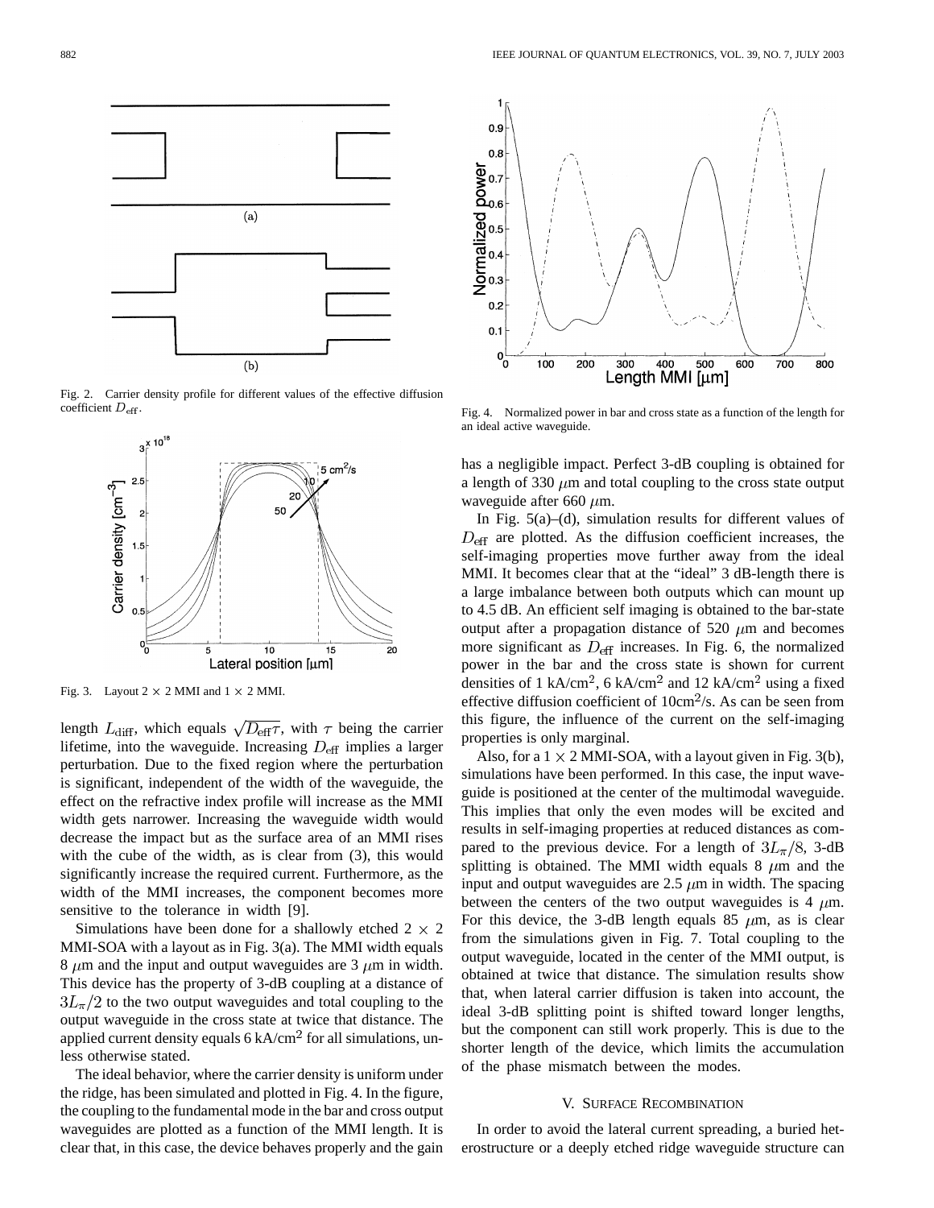Fig. 2. Carrier density profile for different values of the effective diffusion coefficient $D_{\rm eff}$.

Fig. 3. Layout 2 × 2 MMI and 1 × 2 MMI.

Fig. 4. Normalized power in bar and cross state as a function of the length for an ideal active waveguide.

length $L_{\rm diff}$, which equals $\sqrt{D_{\rm eff}\tau}$, with $\tau$ being the carrier lifetime, into the waveguide. Increasing $D_{\rm eff}$ implies a larger perturbation. Due to the fixed region where the perturbation is significant, independent of the width of the waveguide, the effect on the refractive index profile will increase as the MMI width gets narrower. Increasing the waveguide width would decrease the impact but as the surface area of an MMI rises with the cube of the width, as is clear from (3), this would significantly increase the required current. Furthermore, as the width of the MMI increases, the component becomes more sensitive to the tolerance in width [9].

Simulations have been done for a shallowly etched 2 × 2 MMI-SOA with a layout as in Fig. 3(a). The MMI width equals 8 $\mu$m and the input and output waveguides are 3 $\mu$m in width. This device has the property of 3-dB coupling at a distance of $3L_\pi/2$ to the two output waveguides and total coupling to the output waveguide in the cross state at twice that distance. The applied current density equals 6 kA/cm$^2$ for all simulations, unless otherwise stated.

The ideal behavior, where the carrier density is uniform under the ridge, has been simulated and plotted in Fig. 4. In the figure, the coupling to the fundamental mode in the bar and cross output waveguides are plotted as a function of the MMI length. It is clear that, in this case, the device behaves properly and the gain has a negligible impact. Perfect 3-dB coupling is obtained for a length of 330 $\mu$m and total coupling to the cross state output waveguide after 660 $\mu$m.

In Fig. 5(a)–(d), simulation results for different values of $D_{\rm eff}$ are plotted. As the diffusion coefficient increases, the self-imaging properties move further away from the ideal MMI. It becomes clear that at the "ideal" 3 dB-length there is a large imbalance between both outputs which can mount up to 4.5 dB. An efficient self imaging is obtained to the bar-state output after a propagation distance of 520 $\mu$m and becomes more significant as $D_{\rm eff}$ increases. In Fig. 6, the normalized power in the bar and the cross state is shown for current densities of 1 kA/cm$^2$, 6 kA/cm$^2$ and 12 kA/cm$^2$ using a fixed effective diffusion coefficient of 10cm$^2$/s. As can be seen from this figure, the influence of the current on the self-imaging properties is only marginal.

Also, for a 1 × 2 MMI-SOA, with a layout given in Fig. 3(b), simulations have been performed. In this case, the input waveguide is positioned at the center of the multimodal waveguide. This implies that only the even modes will be excited and results in self-imaging properties at reduced distances as compared to the previous device. For a length of $3L_\pi/8$, 3-dB splitting is obtained. The MMI width equals 8 $\mu$m and the input and output waveguides are 2.5 $\mu$m in width. The spacing between the centers of the two output waveguides is 4 $\mu$m. For this device, the 3-dB length equals 85 $\mu$m, as is clear from the simulations given in Fig. 7. Total coupling to the output waveguide, located in the center of the MMI output, is obtained at twice that distance. The simulation results show that, when lateral carrier diffusion is taken into account, the ideal 3-dB splitting point is shifted toward longer lengths, but the component can still work properly. This is due to the shorter length of the device, which limits the accumulation of the phase mismatch between the modes.

## V. Surface Recombination

In order to avoid the lateral current spreading, a buried heterostructure or a deeply etched ridge waveguide structure can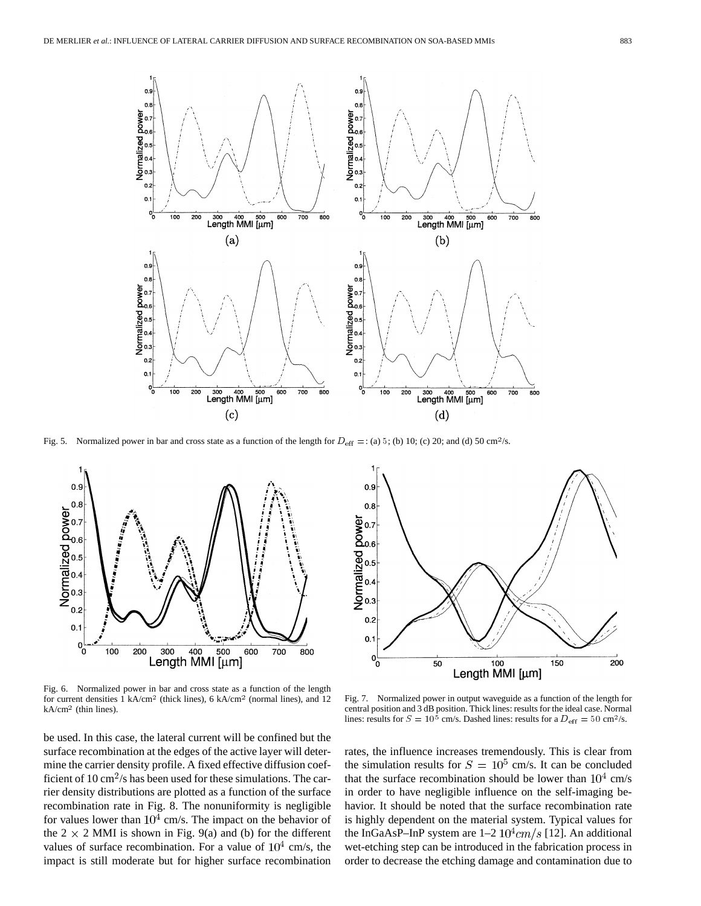Fig. 5. Normalized power in bar and cross state as a function of the length for $D_{\mathrm{eff}} =$: (a) 5; (b) 10; (c) 20; and (d) 50 cm²/s.

Fig. 6. Normalized power in bar and cross state as a function of the length for current densities 1 kA/cm² (thick lines), 6 kA/cm² (normal lines), and 12 kA/cm² (thin lines).

Fig. 7. Normalized power in output waveguide as a function of the length for central position and 3 dB position. Thick lines: results for the ideal case. Normal lines: results for $S = 10^5$ cm/s. Dashed lines: results for a $D_{\mathrm{eff}} = 50$ cm²/s.

be used. In this case, the lateral current will be confined but the surface recombination at the edges of the active layer will determine the carrier density profile. A fixed effective diffusion coefficient of 10 cm²/s has been used for these simulations. The carrier density distributions are plotted as a function of the surface recombination rate in Fig. 8. The nonuniformity is negligible for values lower than $10^4$ cm/s. The impact on the behavior of the 2 × 2 MMI is shown in Fig. 9(a) and (b) for the different values of surface recombination. For a value of $10^4$ cm/s, the impact is still moderate but for higher surface recombination rates, the influence increases tremendously. This is clear from the simulation results for $S = 10^5$ cm/s. It can be concluded that the surface recombination should be lower than $10^4$ cm/s in order to have negligible influence on the self-imaging behavior. It should be noted that the surface recombination rate is highly dependent on the material system. Typical values for the InGaAsP–InP system are 1–2 $10^4 cm/s$ [12]. An additional wet-etching step can be introduced in the fabrication process in order to decrease the etching damage and contamination due to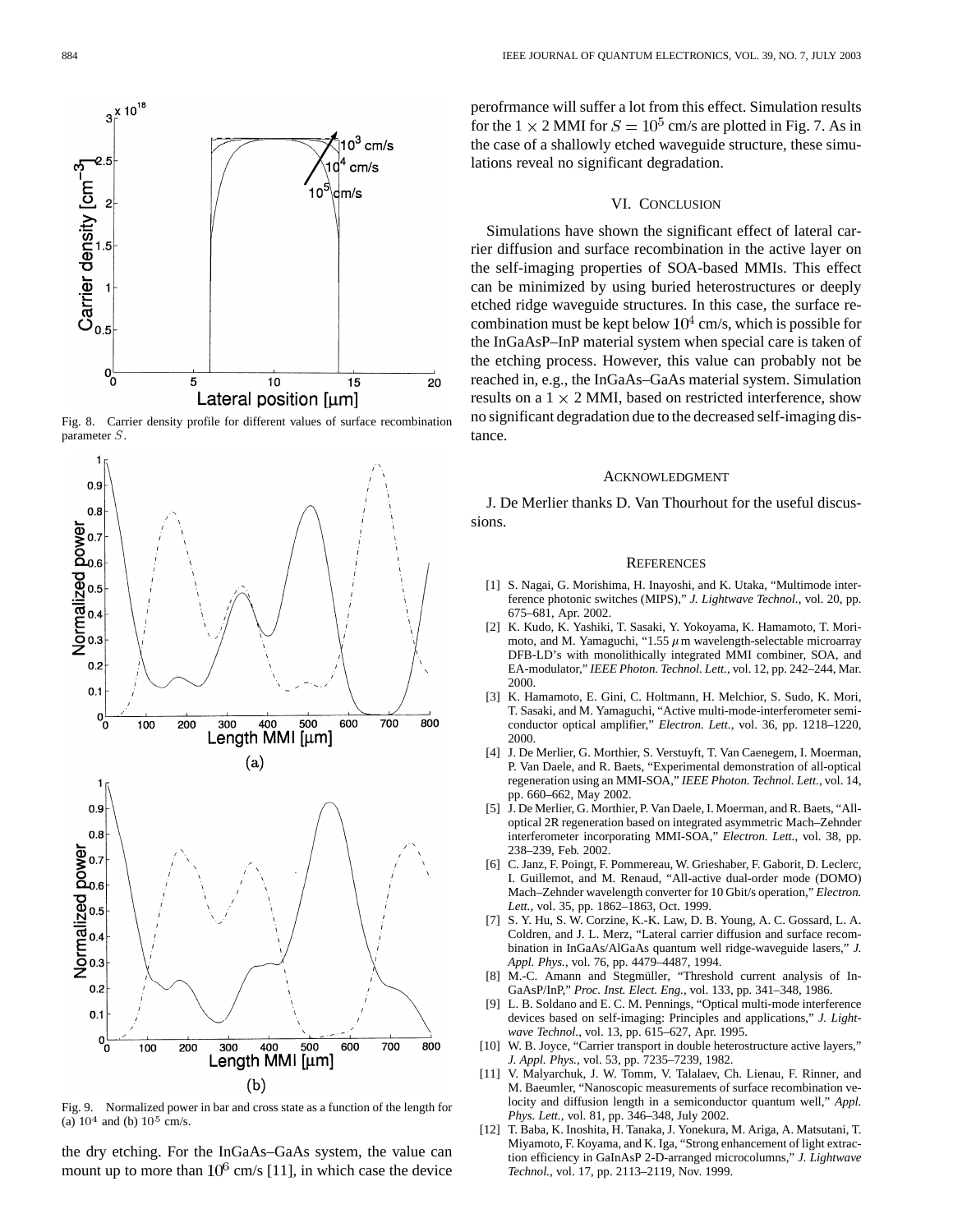Fig. 8. Carrier density profile for different values of surface recombination parameter $S$.

Fig. 9. Normalized power in bar and cross state as a function of the length for (a) $10^4$ and (b) $10^5$ cm/s.

the dry etching. For the InGaAs–GaAs system, the value can mount up to more than $10^6$ cm/s [11], in which case the device perofrmance will suffer a lot from this effect. Simulation results for the $1 \times 2$ MMI for $S = 10^5$ cm/s are plotted in Fig. 7. As in the case of a shallowly etched waveguide structure, these simulations reveal no significant degradation.

## VI. Conclusion

Simulations have shown the significant effect of lateral carrier diffusion and surface recombination in the active layer on the self-imaging properties of SOA-based MMIs. This effect can be minimized by using buried heterostructures or deeply etched ridge waveguide structures. In this case, the surface recombination must be kept below $10^4$ cm/s, which is possible for the InGaAsP–InP material system when special care is taken of the etching process. However, this value can probably not be reached in, e.g., the InGaAs–GaAs material system. Simulation results on a $1 \times 2$ MMI, based on restricted interference, show no significant degradation due to the decreased self-imaging distance.

## Acknowledgment

J. De Merlier thanks D. Van Thourhout for the useful discussions.

## References

[1] S. Nagai, G. Morishima, H. Inayoshi, and K. Utaka, "Multimode interference photonic switches (MIPS)," *J. Lightwave Technol.*, vol. 20, pp. 675–681, Apr. 2002.

[2] K. Kudo, K. Yashiki, T. Sasaki, Y. Yokoyama, K. Hamamoto, T. Morimoto, and M. Yamaguchi, "1.55 $\mu$m wavelength-selectable microarray DFB-LD's with monolithically integrated MMI combiner, SOA, and EA-modulator," *IEEE Photon. Technol. Lett.*, vol. 12, pp. 242–244, Mar. 2000.

[3] K. Hamamoto, E. Gini, C. Holtmann, H. Melchior, S. Sudo, K. Mori, T. Sasaki, and M. Yamaguchi, "Active multi-mode-interferometer semiconductor optical amplifier," *Electron. Lett.*, vol. 36, pp. 1218–1220, 2000.

[4] J. De Merlier, G. Morthier, S. Verstuyft, T. Van Caenegem, I. Moerman, P. Van Daele, and R. Baets, "Experimental demonstration of all-optical regeneration using an MMI-SOA," *IEEE Photon. Technol. Lett.*, vol. 14, pp. 660–662, May 2002.

[5] J. De Merlier, G. Morthier, P. Van Daele, I. Moerman, and R. Baets, "All-optical 2R regeneration based on integrated asymmetric Mach–Zehnder interferometer incorporating MMI-SOA," *Electron. Lett.*, vol. 38, pp. 238–239, Feb. 2002.

[6] C. Janz, F. Poingt, F. Pommereau, W. Grieshaber, F. Gaborit, D. Leclerc, I. Guillemot, and M. Renaud, "All-active dual-order mode (DOMO) Mach–Zehnder wavelength converter for 10 Gbit/s operation," *Electron. Lett.*, vol. 35, pp. 1862–1863, Oct. 1999.

[7] S. Y. Hu, S. W. Corzine, K.-K. Law, D. B. Young, A. C. Gossard, L. A. Coldren, and J. L. Merz, "Lateral carrier diffusion and surface recombination in InGaAs/AlGaAs quantum well ridge-waveguide lasers," *J. Appl. Phys.*, vol. 76, pp. 4479–4487, 1994.

[8] M.-C. Amann and Stegmüller, "Threshold current analysis of InGaAsP/InP," *Proc. Inst. Elect. Eng.*, vol. 133, pp. 341–348, 1986.

[9] L. B. Soldano and E. C. M. Pennings, "Optical multi-mode interference devices based on self-imaging: Principles and applications," *J. Lightwave Technol.*, vol. 13, pp. 615–627, Apr. 1995.

[10] W. B. Joyce, "Carrier transport in double heterostructure active layers," *J. Appl. Phys.*, vol. 53, pp. 7235–7239, 1982.

[11] V. Malyarchuk, J. W. Tomm, V. Talalaev, Ch. Lienau, F. Rinner, and M. Baeumler, "Nanoscopic measurements of surface recombination velocity and diffusion length in a semiconductor quantum well," *Appl. Phys. Lett.*, vol. 81, pp. 346–348, July 2002.

[12] T. Baba, K. Inoshita, H. Tanaka, J. Yonekura, M. Ariga, A. Matsutani, T. Miyamoto, F. Koyama, and K. Iga, "Strong enhancement of light extraction efficiency in GaInAsP 2-D-arranged microcolumns," *J. Lightwave Technol.*, vol. 17, pp. 2113–2119, Nov. 1999.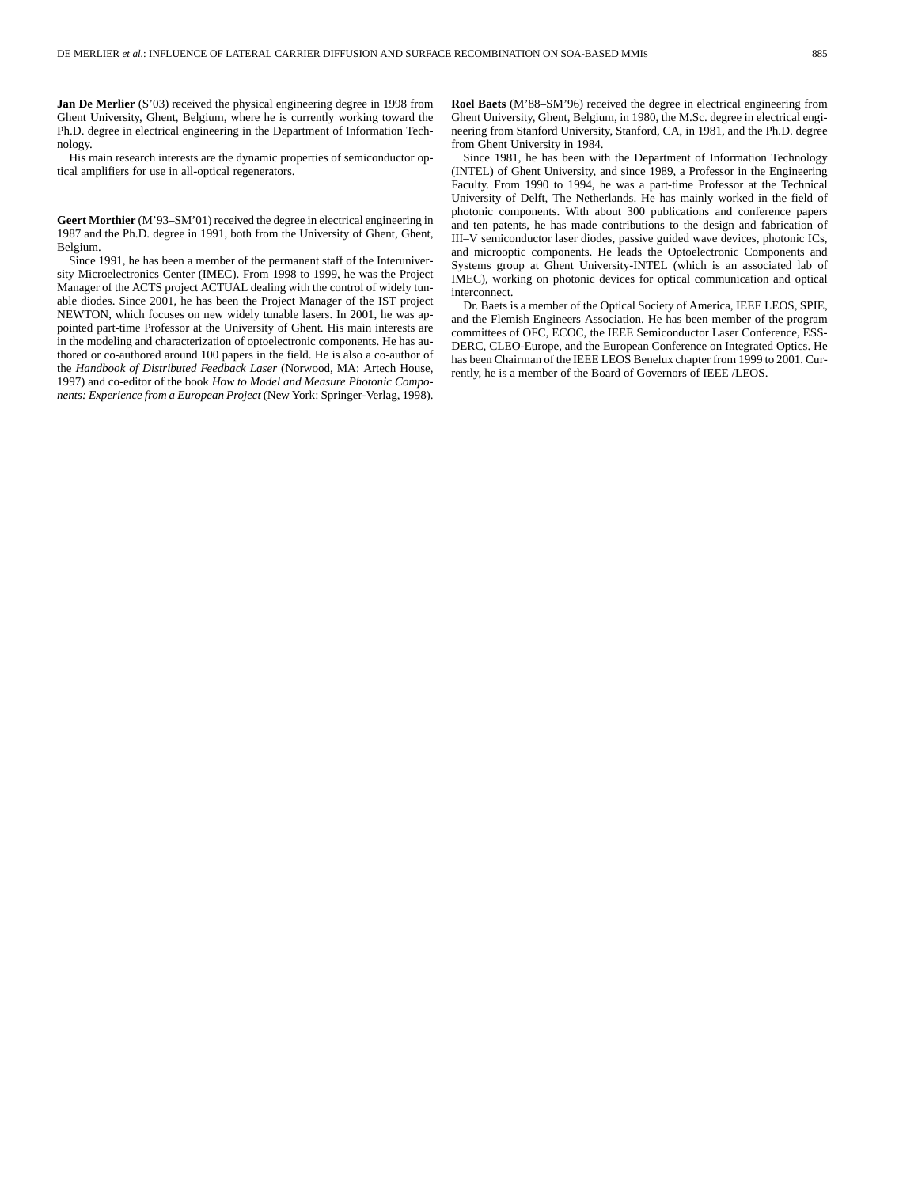**Jan De Merlier** (S'03) received the physical engineering degree in 1998 from Ghent University, Ghent, Belgium, where he is currently working toward the Ph.D. degree in electrical engineering in the Department of Information Technology.

His main research interests are the dynamic properties of semiconductor optical amplifiers for use in all-optical regenerators.

**Geert Morthier** (M'93–SM'01) received the degree in electrical engineering in 1987 and the Ph.D. degree in 1991, both from the University of Ghent, Ghent, Belgium.

Since 1991, he has been a member of the permanent staff of the Interuniversity Microelectronics Center (IMEC). From 1998 to 1999, he was the Project Manager of the ACTS project ACTUAL dealing with the control of widely tunable diodes. Since 2001, he has been the Project Manager of the IST project NEWTON, which focuses on new widely tunable lasers. In 2001, he was appointed part-time Professor at the University of Ghent. His main interests are in the modeling and characterization of optoelectronic components. He has authored or co-authored around 100 papers in the field. He is also a co-author of the *Handbook of Distributed Feedback Laser* (Norwood, MA: Artech House, 1997) and co-editor of the book *How to Model and Measure Photonic Components: Experience from a European Project* (New York: Springer-Verlag, 1998).

**Roel Baets** (M'88–SM'96) received the degree in electrical engineering from Ghent University, Ghent, Belgium, in 1980, the M.Sc. degree in electrical engineering from Stanford University, Stanford, CA, in 1981, and the Ph.D. degree from Ghent University in 1984.

Since 1981, he has been with the Department of Information Technology (INTEL) of Ghent University, and since 1989, a Professor in the Engineering Faculty. From 1990 to 1994, he was a part-time Professor at the Technical University of Delft, The Netherlands. He has mainly worked in the field of photonic components. With about 300 publications and conference papers and ten patents, he has made contributions to the design and fabrication of III–V semiconductor laser diodes, passive guided wave devices, photonic ICs, and microoptic components. He leads the Optoelectronic Components and Systems group at Ghent University-INTEL (which is an associated lab of IMEC), working on photonic devices for optical communication and optical interconnect.

Dr. Baets is a member of the Optical Society of America, IEEE LEOS, SPIE, and the Flemish Engineers Association. He has been member of the program committees of OFC, ECOC, the IEEE Semiconductor Laser Conference, ESSDERC, CLEO-Europe, and the European Conference on Integrated Optics. He has been Chairman of the IEEE LEOS Benelux chapter from 1999 to 2001. Currently, he is a member of the Board of Governors of IEEE /LEOS.